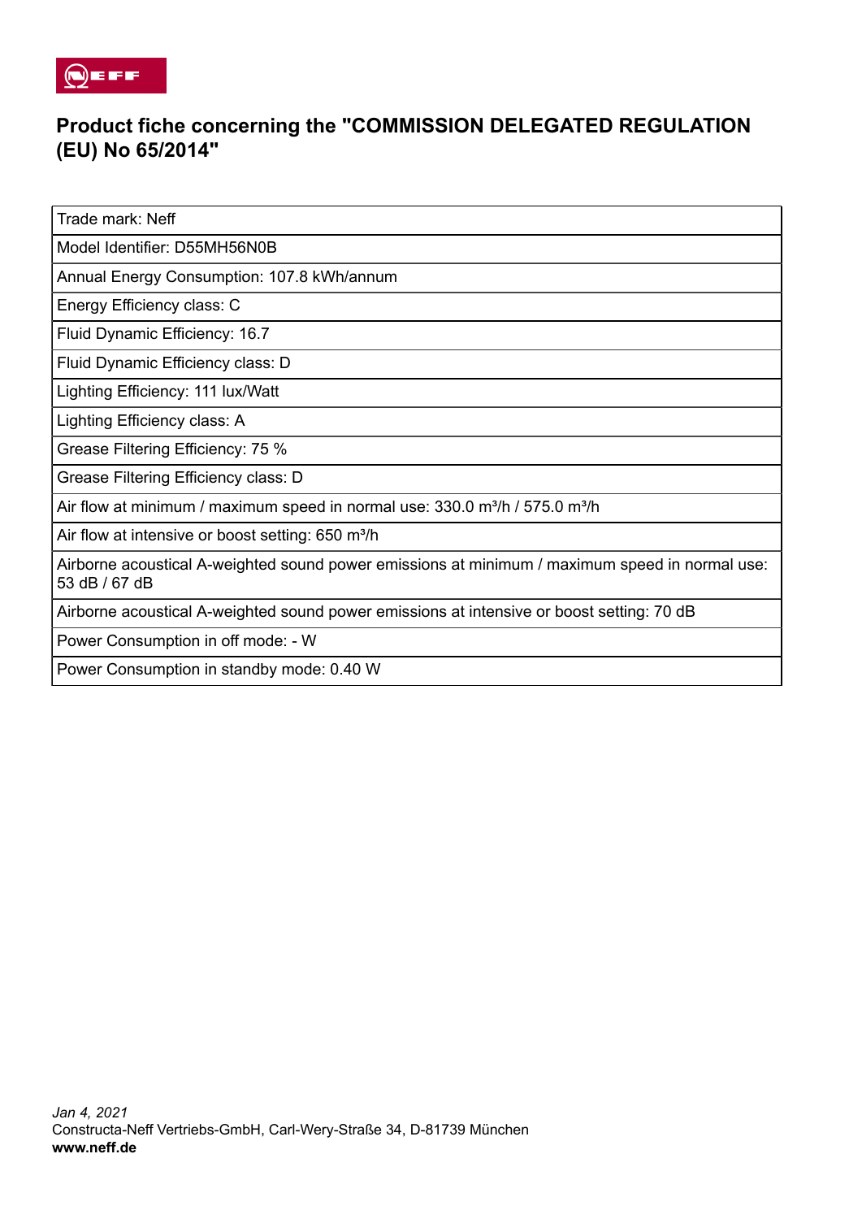# Product fiche concerning the "COMMISSION DELEGATED REGULATION (EU) No 65/2014"

| Trade mark: Neff |
|---|
| Model Identifier: D55MH56N0B |
| Annual Energy Consumption: 107.8 kWh/annum |
| Energy Efficiency class: C |
| Fluid Dynamic Efficiency: 16.7 |
| Fluid Dynamic Efficiency class: D |
| Lighting Efficiency: 111 lux/Watt |
| Lighting Efficiency class: A |
| Grease Filtering Efficiency: 75 % |
| Grease Filtering Efficiency class: D |
| Air flow at minimum / maximum speed in normal use: 330.0 m³/h / 575.0 m³/h |
| Air flow at intensive or boost setting: 650 m³/h |
| Airborne acoustical A-weighted sound power emissions at minimum / maximum speed in normal use: 53 dB / 67 dB |
| Airborne acoustical A-weighted sound power emissions at intensive or boost setting: 70 dB |
| Power Consumption in off mode: - W |
| Power Consumption in standby mode: 0.40 W |

*Jan 4, 2021*
Constructa-Neff Vertriebs-GmbH, Carl-Wery-Straße 34, D-81739 München
**www.neff.de**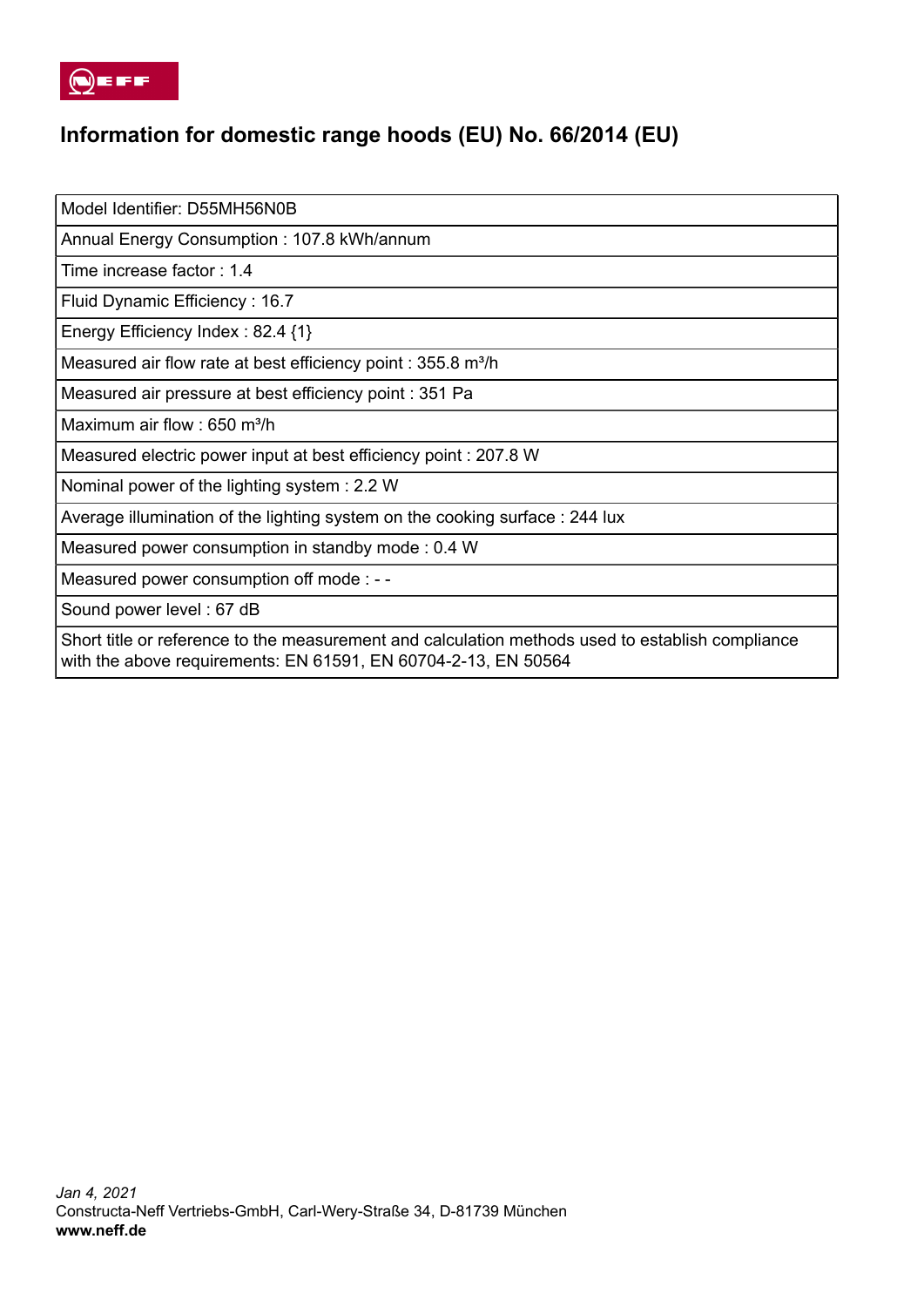# Information for domestic range hoods (EU) No. 66/2014 (EU)

| |
|---|
| Model Identifier: D55MH56N0B |
| Annual Energy Consumption : 107.8 kWh/annum |
| Time increase factor : 1.4 |
| Fluid Dynamic Efficiency : 16.7 |
| Energy Efficiency Index : 82.4 {1} |
| Measured air flow rate at best efficiency point : 355.8 m³/h |
| Measured air pressure at best efficiency point : 351 Pa |
| Maximum air flow : 650 m³/h |
| Measured electric power input at best efficiency point : 207.8 W |
| Nominal power of the lighting system : 2.2 W |
| Average illumination of the lighting system on the cooking surface : 244 lux |
| Measured power consumption in standby mode : 0.4 W |
| Measured power consumption off mode : - - |
| Sound power level : 67 dB |
| Short title or reference to the measurement and calculation methods used to establish compliance with the above requirements: EN 61591, EN 60704-2-13, EN 50564 |

*Jan 4, 2021*

Constructa-Neff Vertriebs-GmbH, Carl-Wery-Straße 34, D-81739 München

**www.neff.de**